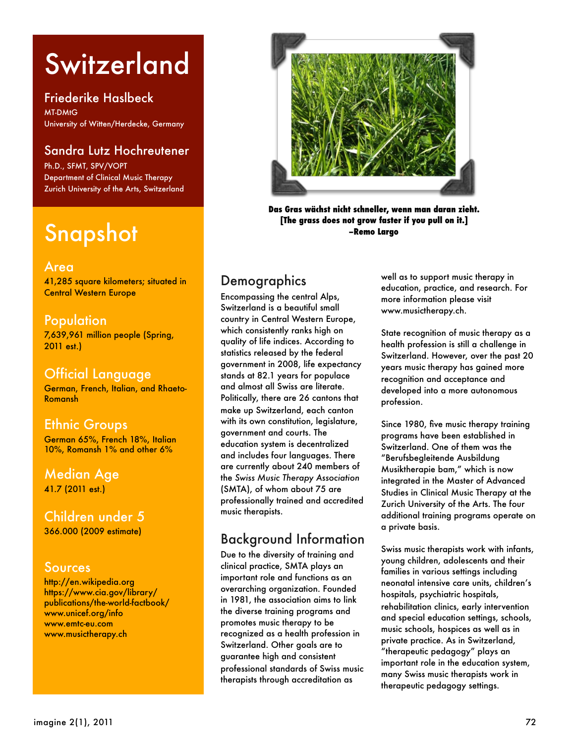# Switzerland

## Friederike Haslbeck

MT-DMtG
University of Witten/Herdecke, Germany

## Sandra Lutz Hochreutener

Ph.D., SFMT, SPV/VOPT
Department of Clinical Music Therapy
Zurich University of the Arts, Switzerland

# Snapshot

### Area

41,285 square kilometers; situated in Central Western Europe

### Population

7,639,961 million people (Spring, 2011 est.)

### Official Language

German, French, Italian, and Rhaeto-Romansh

### Ethnic Groups

German 65%, French 18%, Italian 10%, Romansh 1% and other 6%

### Median Age

41.7 (2011 est.)

### Children under 5

366.000 (2009 estimate)

### Sources

http://en.wikipedia.org
https://www.cia.gov/library/publications/the-world-factbook/
www.unicef.org/info
www.emtc-eu.com
www.musictherapy.ch

**Das Gras wächst nicht schneller, wenn man daran zieht.**
**[The grass does not grow faster if you pull on it.]**
**–Remo Largo**

## Demographics

Encompassing the central Alps, Switzerland is a beautiful small country in Central Western Europe, which consistently ranks high on quality of life indices. According to statistics released by the federal government in 2008, life expectancy stands at 82.1 years for populace and almost all Swiss are literate. Politically, there are 26 cantons that make up Switzerland, each canton with its own constitution, legislature, government and courts. The education system is decentralized and includes four languages. There are currently about 240 members of the *Swiss Music Therapy Association* (SMTA), of whom about 75 are professionally trained and accredited music therapists.

## Background Information

Due to the diversity of training and clinical practice, SMTA plays an important role and functions as an overarching organization. Founded in 1981, the association aims to link the diverse training programs and promotes music therapy to be recognized as a health profession in Switzerland. Other goals are to guarantee high and consistent professional standards of Swiss music therapists through accreditation as well as to support music therapy in education, practice, and research. For more information please visit www.musictherapy.ch.

State recognition of music therapy as a health profession is still a challenge in Switzerland. However, over the past 20 years music therapy has gained more recognition and acceptance and developed into a more autonomous profession.

Since 1980, five music therapy training programs have been established in Switzerland. One of them was the “Berufsbegleitende Ausbildung Musiktherapie bam,” which is now integrated in the Master of Advanced Studies in Clinical Music Therapy at the Zurich University of the Arts. The four additional training programs operate on a private basis.

Swiss music therapists work with infants, young children, adolescents and their families in various settings including neonatal intensive care units, children’s hospitals, psychiatric hospitals, rehabilitation clinics, early intervention and special education settings, schools, music schools, hospices as well as in private practice. As in Switzerland, “therapeutic pedagogy” plays an important role in the education system, many Swiss music therapists work in therapeutic pedagogy settings.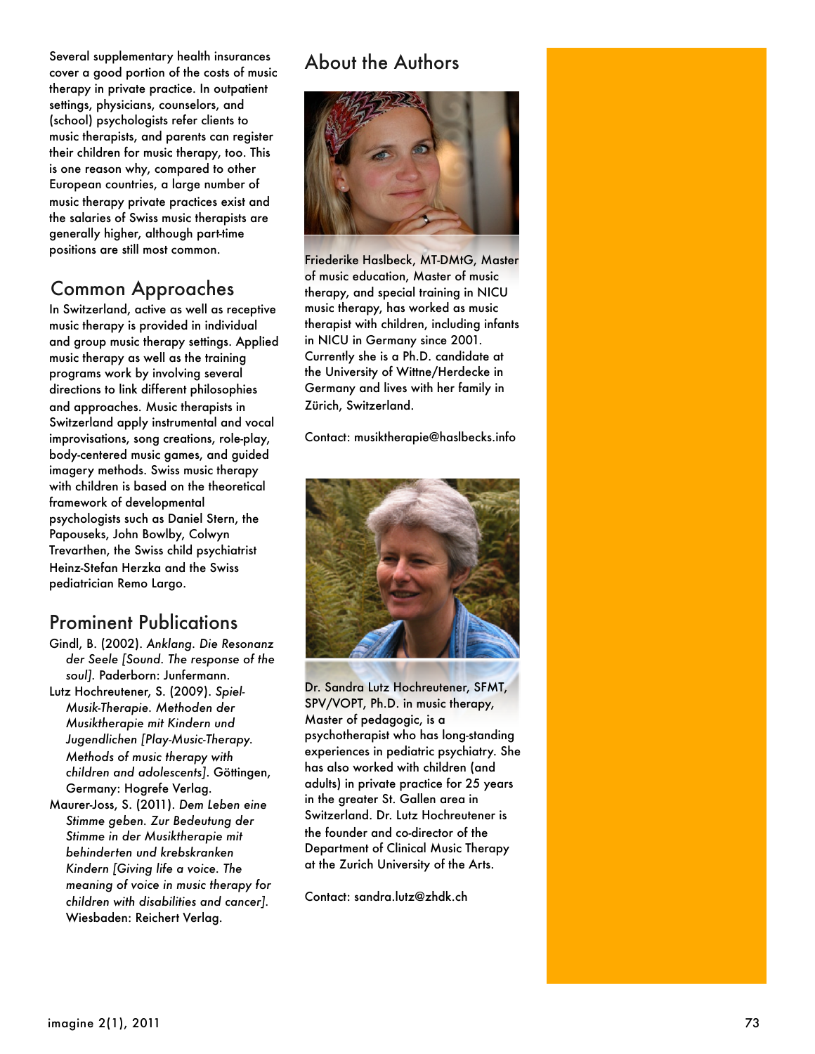Several supplementary health insurances cover a good portion of the costs of music therapy in private practice. In outpatient settings, physicians, counselors, and (school) psychologists refer clients to music therapists, and parents can register their children for music therapy, too. This is one reason why, compared to other European countries, a large number of music therapy private practices exist and the salaries of Swiss music therapists are generally higher, although part-time positions are still most common.

## Common Approaches

In Switzerland, active as well as receptive music therapy is provided in individual and group music therapy settings. Applied music therapy as well as the training programs work by involving several directions to link different philosophies and approaches. Music therapists in Switzerland apply instrumental and vocal improvisations, song creations, role-play, body-centered music games, and guided imagery methods. Swiss music therapy with children is based on the theoretical framework of developmental psychologists such as Daniel Stern, the Papouseks, John Bowlby, Colwyn Trevarthen, the Swiss child psychiatrist Heinz-Stefan Herzka and the Swiss pediatrician Remo Largo.

## Prominent Publications

Gindl, B. (2002). *Anklang. Die Resonanz der Seele [Sound. The response of the soul].* Paderborn: Junfermann.

Lutz Hochreutener, S. (2009). *Spiel-Musik-Therapie. Methoden der Musiktherapie mit Kindern und Jugendlichen [Play-Music-Therapy. Methods of music therapy with children and adolescents].* Göttingen, Germany: Hogrefe Verlag.

Maurer-Joss, S. (2011). *Dem Leben eine Stimme geben. Zur Bedeutung der Stimme in der Musiktherapie mit behinderten und krebskranken Kindern [Giving life a voice. The meaning of voice in music therapy for children with disabilities and cancer].* Wiesbaden: Reichert Verlag.

## About the Authors

Friederike Haslbeck, MT-DMtG, Master of music education, Master of music therapy, and special training in NICU music therapy, has worked as music therapist with children, including infants in NICU in Germany since 2001. Currently she is a Ph.D. candidate at the University of Wittne/Herdecke in Germany and lives with her family in Zürich, Switzerland.

Contact: musiktherapie@haslbecks.info

Dr. Sandra Lutz Hochreutener, SFMT, SPV/VOPT, Ph.D. in music therapy, Master of pedagogic, is a psychotherapist who has long-standing experiences in pediatric psychiatry. She has also worked with children (and adults) in private practice for 25 years in the greater St. Gallen area in Switzerland. Dr. Lutz Hochreutener is the founder and co-director of the Department of Clinical Music Therapy at the Zurich University of the Arts.

Contact: sandra.lutz@zhdk.ch